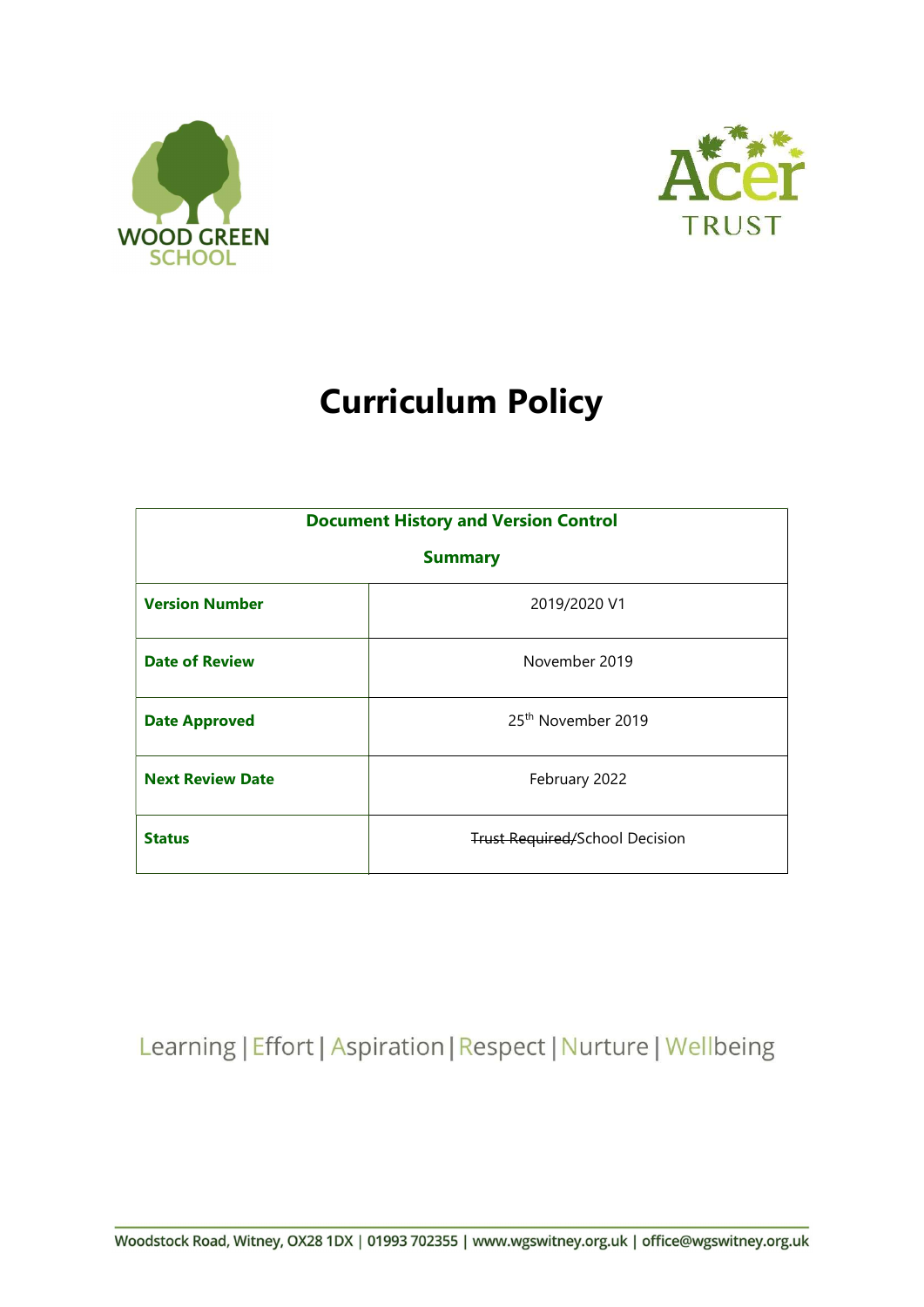WOOD GREEN SCHOOL

Acer TRUST

# Curriculum Policy

| Document History and Version Control Summary | |
| --- | --- |
| **Version Number** | 2019/2020 V1 |
| **Date of Review** | November 2019 |
| **Date Approved** | 25th November 2019 |
| **Next Review Date** | February 2022 |
| **Status** | ~~Trust Required/~~School Decision |

Learning | Effort | Aspiration | Respect | Nurture | Wellbeing

Woodstock Road, Witney, OX28 1DX | 01993 702355 | www.wgswitney.org.uk | office@wgswitney.org.uk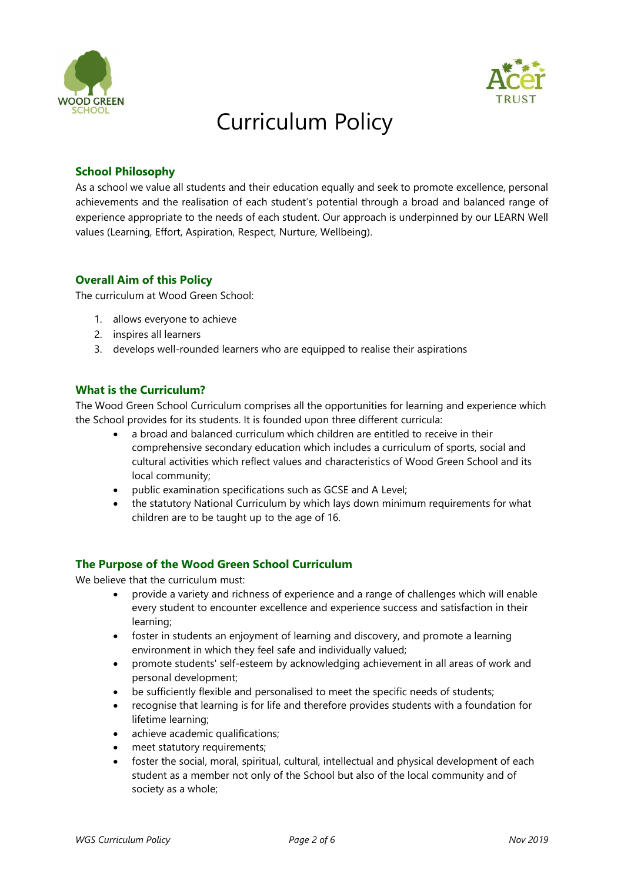# Curriculum Policy

## School Philosophy

As a school we value all students and their education equally and seek to promote excellence, personal achievements and the realisation of each student's potential through a broad and balanced range of experience appropriate to the needs of each student. Our approach is underpinned by our LEARN Well values (Learning, Effort, Aspiration, Respect, Nurture, Wellbeing).

## Overall Aim of this Policy

The curriculum at Wood Green School:

1. allows everyone to achieve
2. inspires all learners
3. develops well-rounded learners who are equipped to realise their aspirations

## What is the Curriculum?

The Wood Green School Curriculum comprises all the opportunities for learning and experience which the School provides for its students. It is founded upon three different curricula:

- a broad and balanced curriculum which children are entitled to receive in their comprehensive secondary education which includes a curriculum of sports, social and cultural activities which reflect values and characteristics of Wood Green School and its local community;
- public examination specifications such as GCSE and A Level;
- the statutory National Curriculum by which lays down minimum requirements for what children are to be taught up to the age of 16.

## The Purpose of the Wood Green School Curriculum

We believe that the curriculum must:

- provide a variety and richness of experience and a range of challenges which will enable every student to encounter excellence and experience success and satisfaction in their learning;
- foster in students an enjoyment of learning and discovery, and promote a learning environment in which they feel safe and individually valued;
- promote students' self-esteem by acknowledging achievement in all areas of work and personal development;
- be sufficiently flexible and personalised to meet the specific needs of students;
- recognise that learning is for life and therefore provides students with a foundation for lifetime learning;
- achieve academic qualifications;
- meet statutory requirements;
- foster the social, moral, spiritual, cultural, intellectual and physical development of each student as a member not only of the School but also of the local community and of society as a whole;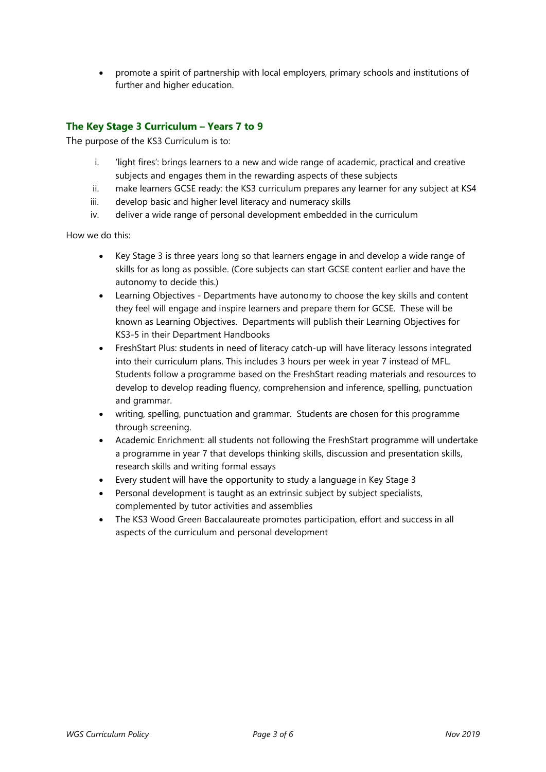- promote a spirit of partnership with local employers, primary schools and institutions of further and higher education.

## The Key Stage 3 Curriculum – Years 7 to 9

The purpose of the KS3 Curriculum is to:

i. 'light fires': brings learners to a new and wide range of academic, practical and creative subjects and engages them in the rewarding aspects of these subjects
ii. make learners GCSE ready: the KS3 curriculum prepares any learner for any subject at KS4
iii. develop basic and higher level literacy and numeracy skills
iv. deliver a wide range of personal development embedded in the curriculum

How we do this:

- Key Stage 3 is three years long so that learners engage in and develop a wide range of skills for as long as possible. (Core subjects can start GCSE content earlier and have the autonomy to decide this.)
- Learning Objectives - Departments have autonomy to choose the key skills and content they feel will engage and inspire learners and prepare them for GCSE. These will be known as Learning Objectives. Departments will publish their Learning Objectives for KS3-5 in their Department Handbooks
- FreshStart Plus: students in need of literacy catch-up will have literacy lessons integrated into their curriculum plans. This includes 3 hours per week in year 7 instead of MFL. Students follow a programme based on the FreshStart reading materials and resources to develop to develop reading fluency, comprehension and inference, spelling, punctuation and grammar.
- writing, spelling, punctuation and grammar. Students are chosen for this programme through screening.
- Academic Enrichment: all students not following the FreshStart programme will undertake a programme in year 7 that develops thinking skills, discussion and presentation skills, research skills and writing formal essays
- Every student will have the opportunity to study a language in Key Stage 3
- Personal development is taught as an extrinsic subject by subject specialists, complemented by tutor activities and assemblies
- The KS3 Wood Green Baccalaureate promotes participation, effort and success in all aspects of the curriculum and personal development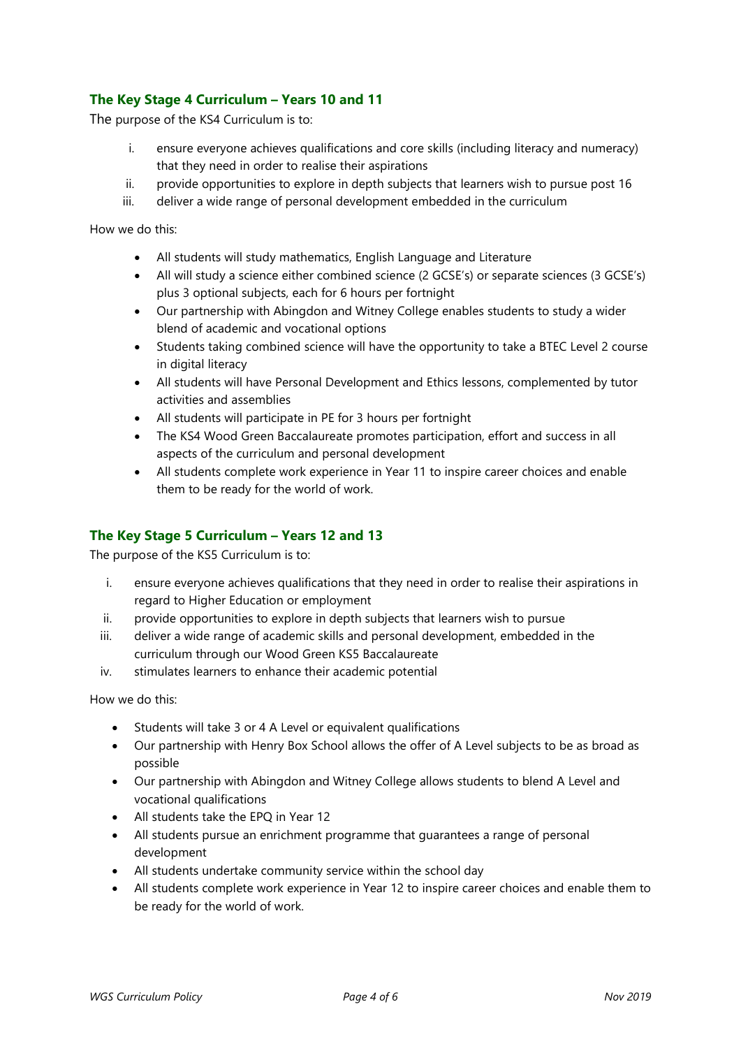## The Key Stage 4 Curriculum – Years 10 and 11

The purpose of the KS4 Curriculum is to:

i. ensure everyone achieves qualifications and core skills (including literacy and numeracy) that they need in order to realise their aspirations
ii. provide opportunities to explore in depth subjects that learners wish to pursue post 16
iii. deliver a wide range of personal development embedded in the curriculum

How we do this:

- All students will study mathematics, English Language and Literature
- All will study a science either combined science (2 GCSE's) or separate sciences (3 GCSE's) plus 3 optional subjects, each for 6 hours per fortnight
- Our partnership with Abingdon and Witney College enables students to study a wider blend of academic and vocational options
- Students taking combined science will have the opportunity to take a BTEC Level 2 course in digital literacy
- All students will have Personal Development and Ethics lessons, complemented by tutor activities and assemblies
- All students will participate in PE for 3 hours per fortnight
- The KS4 Wood Green Baccalaureate promotes participation, effort and success in all aspects of the curriculum and personal development
- All students complete work experience in Year 11 to inspire career choices and enable them to be ready for the world of work.

## The Key Stage 5 Curriculum – Years 12 and 13

The purpose of the KS5 Curriculum is to:

i. ensure everyone achieves qualifications that they need in order to realise their aspirations in regard to Higher Education or employment
ii. provide opportunities to explore in depth subjects that learners wish to pursue
iii. deliver a wide range of academic skills and personal development, embedded in the curriculum through our Wood Green KS5 Baccalaureate
iv. stimulates learners to enhance their academic potential

How we do this:

- Students will take 3 or 4 A Level or equivalent qualifications
- Our partnership with Henry Box School allows the offer of A Level subjects to be as broad as possible
- Our partnership with Abingdon and Witney College allows students to blend A Level and vocational qualifications
- All students take the EPQ in Year 12
- All students pursue an enrichment programme that guarantees a range of personal development
- All students undertake community service within the school day
- All students complete work experience in Year 12 to inspire career choices and enable them to be ready for the world of work.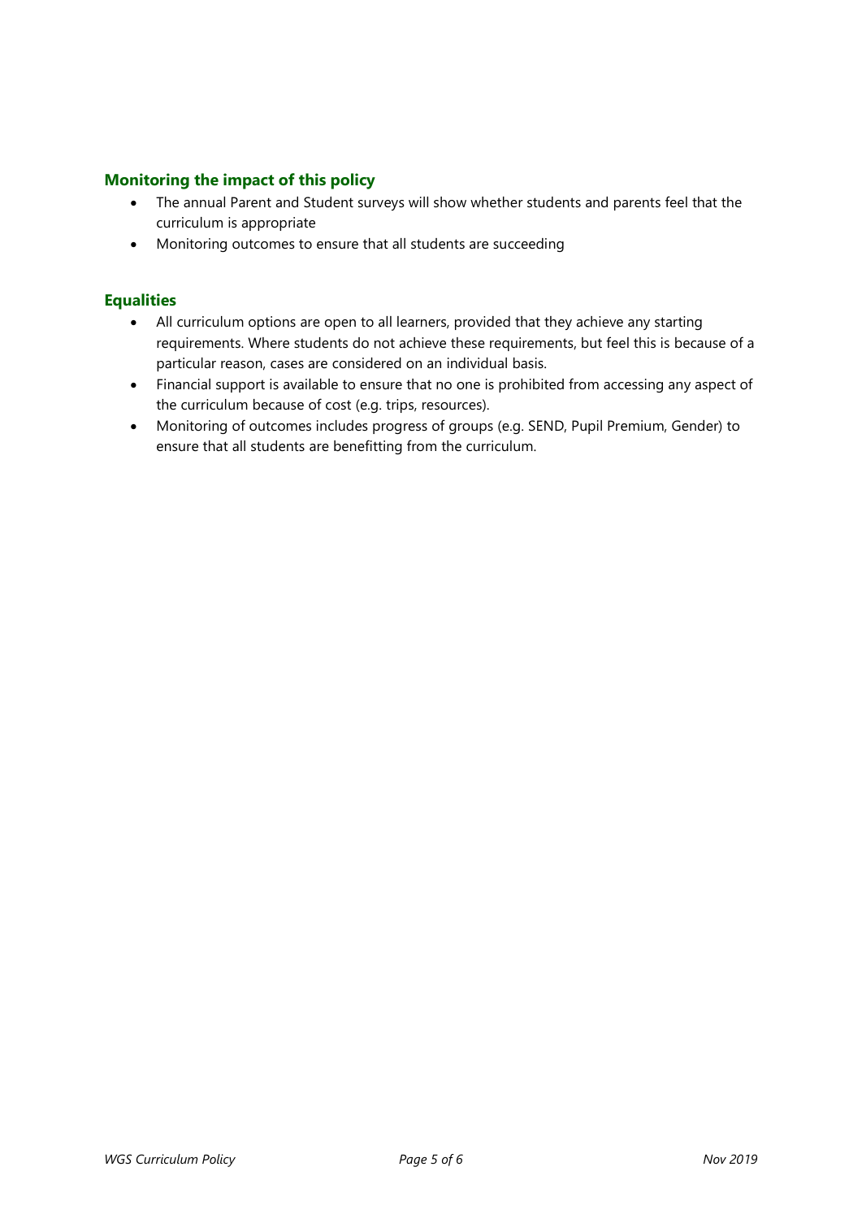## Monitoring the impact of this policy

- The annual Parent and Student surveys will show whether students and parents feel that the curriculum is appropriate
- Monitoring outcomes to ensure that all students are succeeding

## Equalities

- All curriculum options are open to all learners, provided that they achieve any starting requirements. Where students do not achieve these requirements, but feel this is because of a particular reason, cases are considered on an individual basis.
- Financial support is available to ensure that no one is prohibited from accessing any aspect of the curriculum because of cost (e.g. trips, resources).
- Monitoring of outcomes includes progress of groups (e.g. SEND, Pupil Premium, Gender) to ensure that all students are benefitting from the curriculum.